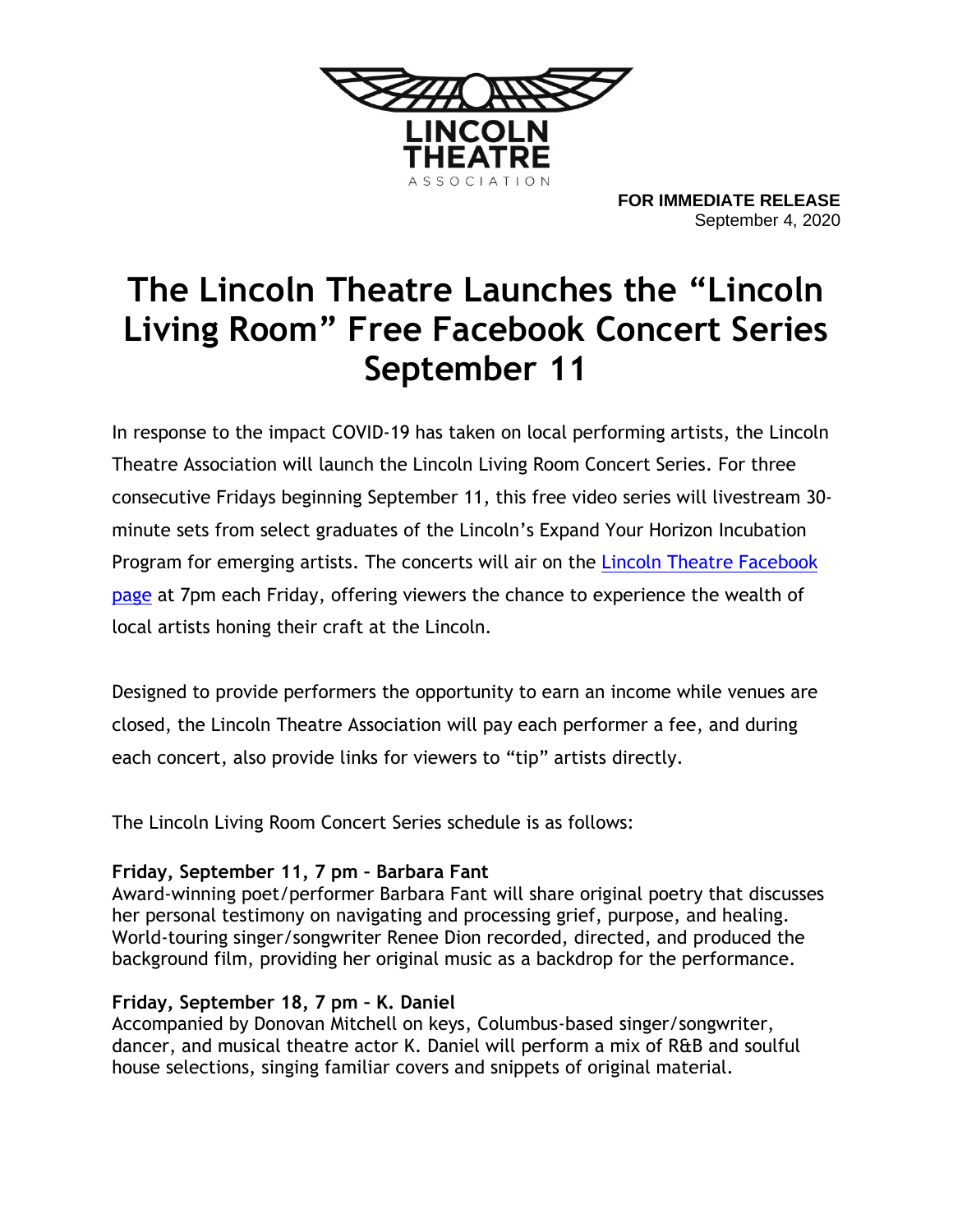LINCOLN THEATRE ASSOCIATION

**FOR IMMEDIATE RELEASE**
September 4, 2020

# The Lincoln Theatre Launches the "Lincoln Living Room" Free Facebook Concert Series September 11

In response to the impact COVID-19 has taken on local performing artists, the Lincoln Theatre Association will launch the Lincoln Living Room Concert Series. For three consecutive Fridays beginning September 11, this free video series will livestream 30-minute sets from select graduates of the Lincoln's Expand Your Horizon Incubation Program for emerging artists. The concerts will air on the Lincoln Theatre Facebook page at 7pm each Friday, offering viewers the chance to experience the wealth of local artists honing their craft at the Lincoln.

Designed to provide performers the opportunity to earn an income while venues are closed, the Lincoln Theatre Association will pay each performer a fee, and during each concert, also provide links for viewers to "tip" artists directly.

The Lincoln Living Room Concert Series schedule is as follows:

**Friday, September 11, 7 pm – Barbara Fant**
Award-winning poet/performer Barbara Fant will share original poetry that discusses her personal testimony on navigating and processing grief, purpose, and healing. World-touring singer/songwriter Renee Dion recorded, directed, and produced the background film, providing her original music as a backdrop for the performance.

**Friday, September 18, 7 pm – K. Daniel**
Accompanied by Donovan Mitchell on keys, Columbus-based singer/songwriter, dancer, and musical theatre actor K. Daniel will perform a mix of R&B and soulful house selections, singing familiar covers and snippets of original material.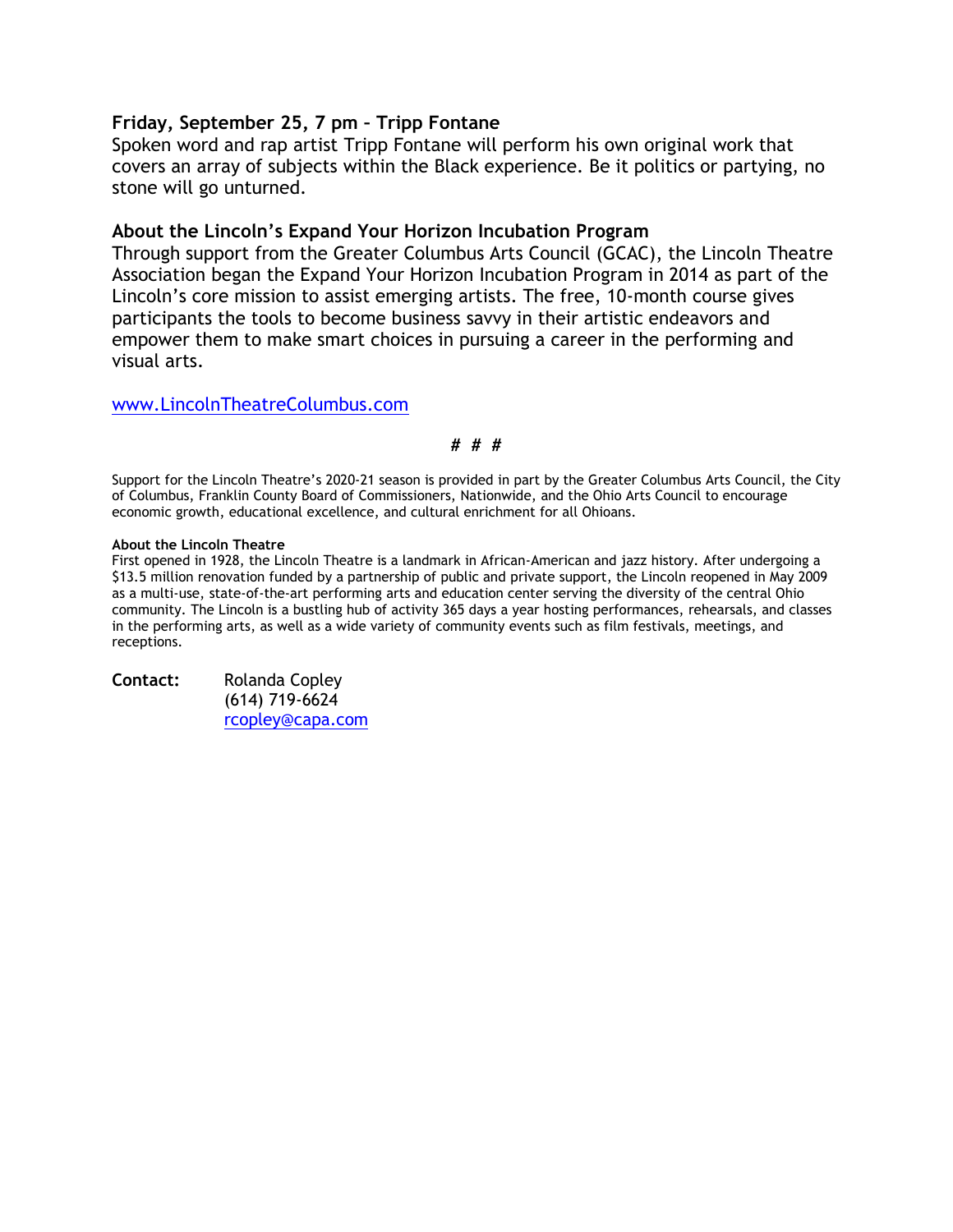### Friday, September 25, 7 pm – Tripp Fontane

Spoken word and rap artist Tripp Fontane will perform his own original work that covers an array of subjects within the Black experience. Be it politics or partying, no stone will go unturned.

### About the Lincoln's Expand Your Horizon Incubation Program

Through support from the Greater Columbus Arts Council (GCAC), the Lincoln Theatre Association began the Expand Your Horizon Incubation Program in 2014 as part of the Lincoln's core mission to assist emerging artists. The free, 10-month course gives participants the tools to become business savvy in their artistic endeavors and empower them to make smart choices in pursuing a career in the performing and visual arts.

www.LincolnTheatreColumbus.com

*# # #*

Support for the Lincoln Theatre's 2020-21 season is provided in part by the Greater Columbus Arts Council, the City of Columbus, Franklin County Board of Commissioners, Nationwide, and the Ohio Arts Council to encourage economic growth, educational excellence, and cultural enrichment for all Ohioans.

**About the Lincoln Theatre**

First opened in 1928, the Lincoln Theatre is a landmark in African-American and jazz history. After undergoing a $13.5 million renovation funded by a partnership of public and private support, the Lincoln reopened in May 2009 as a multi-use, state-of-the-art performing arts and education center serving the diversity of the central Ohio community. The Lincoln is a bustling hub of activity 365 days a year hosting performances, rehearsals, and classes in the performing arts, as well as a wide variety of community events such as film festivals, meetings, and receptions.

**Contact:** Rolanda Copley
(614) 719-6624
rcopley@capa.com